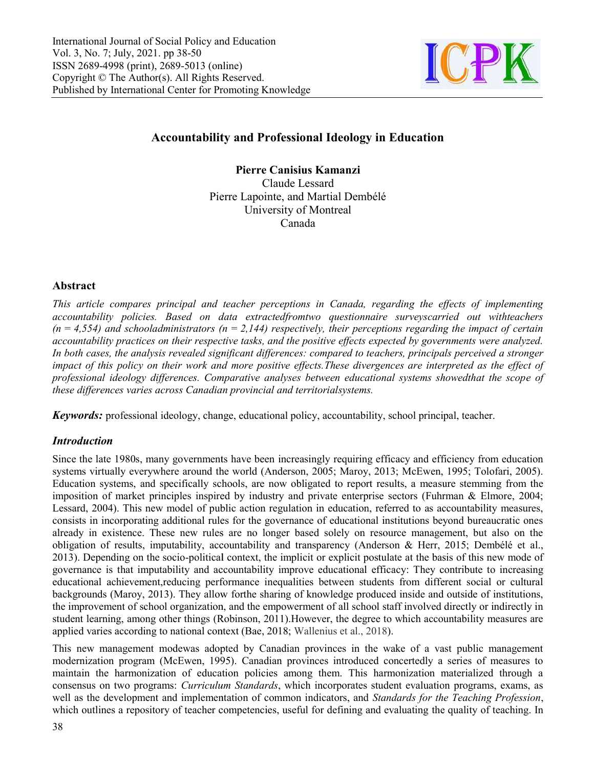# Accountability and Professional Ideology in Education

**Pierre Canisius Kamanzi**
Claude Lessard
Pierre Lapointe, and Martial Dembélé
University of Montreal
Canada

## Abstract

*This article compares principal and teacher perceptions in Canada, regarding the effects of implementing accountability policies. Based on data extractedfromtwo questionnaire surveyscarried out withteachers (n = 4,554) and schooladministrators (n = 2,144) respectively, their perceptions regarding the impact of certain accountability practices on their respective tasks, and the positive effects expected by governments were analyzed. In both cases, the analysis revealed significant differences: compared to teachers, principals perceived a stronger impact of this policy on their work and more positive effects.These divergences are interpreted as the effect of professional ideology differences. Comparative analyses between educational systems showedthat the scope of these differences varies across Canadian provincial and territorialsystems.*

***Keywords:*** professional ideology, change, educational policy, accountability, school principal, teacher.

## *Introduction*

Since the late 1980s, many governments have been increasingly requiring efficacy and efficiency from education systems virtually everywhere around the world (Anderson, 2005; Maroy, 2013; McEwen, 1995; Tolofari, 2005). Education systems, and specifically schools, are now obligated to report results, a measure stemming from the imposition of market principles inspired by industry and private enterprise sectors (Fuhrman & Elmore, 2004; Lessard, 2004). This new model of public action regulation in education, referred to as accountability measures, consists in incorporating additional rules for the governance of educational institutions beyond bureaucratic ones already in existence. These new rules are no longer based solely on resource management, but also on the obligation of results, imputability, accountability and transparency (Anderson & Herr, 2015; Dembélé et al., 2013). Depending on the socio-political context, the implicit or explicit postulate at the basis of this new mode of governance is that imputability and accountability improve educational efficacy: They contribute to increasing educational achievement,reducing performance inequalities between students from different social or cultural backgrounds (Maroy, 2013). They allow forthe sharing of knowledge produced inside and outside of institutions, the improvement of school organization, and the empowerment of all school staff involved directly or indirectly in student learning, among other things (Robinson, 2011).However, the degree to which accountability measures are applied varies according to national context (Bae, 2018; Wallenius et al., 2018).

This new management modewas adopted by Canadian provinces in the wake of a vast public management modernization program (McEwen, 1995). Canadian provinces introduced concertedly a series of measures to maintain the harmonization of education policies among them. This harmonization materialized through a consensus on two programs: *Curriculum Standards*, which incorporates student evaluation programs, exams, as well as the development and implementation of common indicators, and *Standards for the Teaching Profession*, which outlines a repository of teacher competencies, useful for defining and evaluating the quality of teaching. In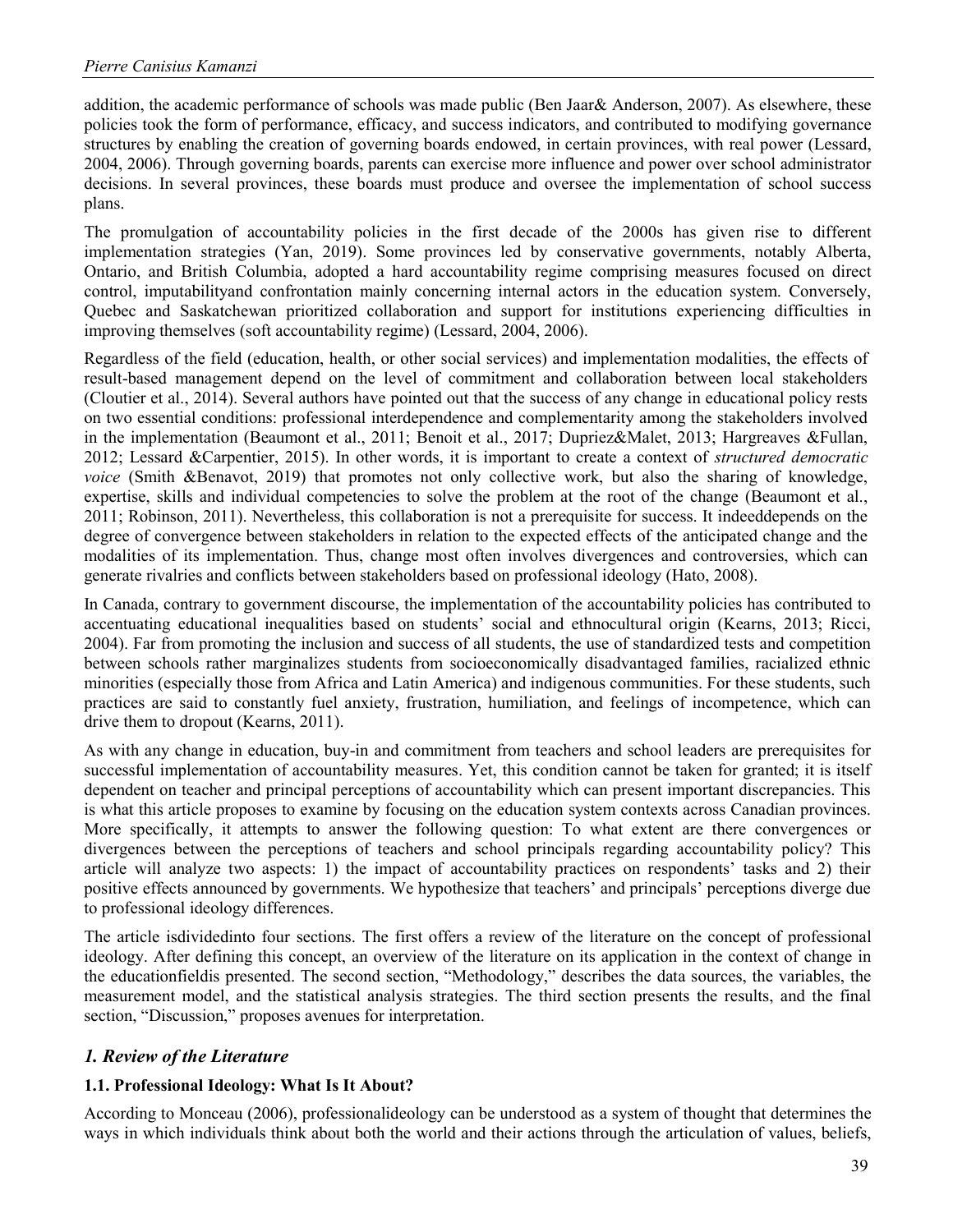addition, the academic performance of schools was made public (Ben Jaar& Anderson, 2007). As elsewhere, these policies took the form of performance, efficacy, and success indicators, and contributed to modifying governance structures by enabling the creation of governing boards endowed, in certain provinces, with real power (Lessard, 2004, 2006). Through governing boards, parents can exercise more influence and power over school administrator decisions. In several provinces, these boards must produce and oversee the implementation of school success plans.

The promulgation of accountability policies in the first decade of the 2000s has given rise to different implementation strategies (Yan, 2019). Some provinces led by conservative governments, notably Alberta, Ontario, and British Columbia, adopted a hard accountability regime comprising measures focused on direct control, imputabilityand confrontation mainly concerning internal actors in the education system. Conversely, Quebec and Saskatchewan prioritized collaboration and support for institutions experiencing difficulties in improving themselves (soft accountability regime) (Lessard, 2004, 2006).

Regardless of the field (education, health, or other social services) and implementation modalities, the effects of result-based management depend on the level of commitment and collaboration between local stakeholders (Cloutier et al., 2014). Several authors have pointed out that the success of any change in educational policy rests on two essential conditions: professional interdependence and complementarity among the stakeholders involved in the implementation (Beaumont et al., 2011; Benoit et al., 2017; Dupriez&Malet, 2013; Hargreaves &Fullan, 2012; Lessard &Carpentier, 2015). In other words, it is important to create a context of *structured democratic voice* (Smith &Benavot, 2019) that promotes not only collective work, but also the sharing of knowledge, expertise, skills and individual competencies to solve the problem at the root of the change (Beaumont et al., 2011; Robinson, 2011). Nevertheless, this collaboration is not a prerequisite for success. It indeeddepends on the degree of convergence between stakeholders in relation to the expected effects of the anticipated change and the modalities of its implementation. Thus, change most often involves divergences and controversies, which can generate rivalries and conflicts between stakeholders based on professional ideology (Hato, 2008).

In Canada, contrary to government discourse, the implementation of the accountability policies has contributed to accentuating educational inequalities based on students' social and ethnocultural origin (Kearns, 2013; Ricci, 2004). Far from promoting the inclusion and success of all students, the use of standardized tests and competition between schools rather marginalizes students from socioeconomically disadvantaged families, racialized ethnic minorities (especially those from Africa and Latin America) and indigenous communities. For these students, such practices are said to constantly fuel anxiety, frustration, humiliation, and feelings of incompetence, which can drive them to dropout (Kearns, 2011).

As with any change in education, buy-in and commitment from teachers and school leaders are prerequisites for successful implementation of accountability measures. Yet, this condition cannot be taken for granted; it is itself dependent on teacher and principal perceptions of accountability which can present important discrepancies. This is what this article proposes to examine by focusing on the education system contexts across Canadian provinces. More specifically, it attempts to answer the following question: To what extent are there convergences or divergences between the perceptions of teachers and school principals regarding accountability policy? This article will analyze two aspects: 1) the impact of accountability practices on respondents' tasks and 2) their positive effects announced by governments. We hypothesize that teachers' and principals' perceptions diverge due to professional ideology differences.

The article isdividedinto four sections. The first offers a review of the literature on the concept of professional ideology. After defining this concept, an overview of the literature on its application in the context of change in the educationfieldis presented. The second section, "Methodology," describes the data sources, the variables, the measurement model, and the statistical analysis strategies. The third section presents the results, and the final section, "Discussion," proposes avenues for interpretation.

## *1. Review of the Literature*

### 1.1. Professional Ideology: What Is It About?

According to Monceau (2006), professionalideology can be understood as a system of thought that determines the ways in which individuals think about both the world and their actions through the articulation of values, beliefs,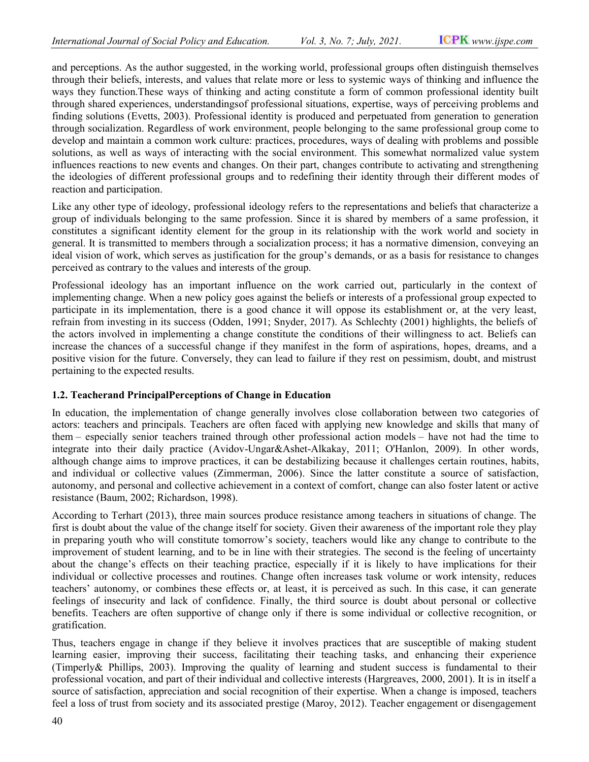and perceptions. As the author suggested, in the working world, professional groups often distinguish themselves through their beliefs, interests, and values that relate more or less to systemic ways of thinking and influence the ways they function.These ways of thinking and acting constitute a form of common professional identity built through shared experiences, understandingsof professional situations, expertise, ways of perceiving problems and finding solutions (Evetts, 2003). Professional identity is produced and perpetuated from generation to generation through socialization. Regardless of work environment, people belonging to the same professional group come to develop and maintain a common work culture: practices, procedures, ways of dealing with problems and possible solutions, as well as ways of interacting with the social environment. This somewhat normalized value system influences reactions to new events and changes. On their part, changes contribute to activating and strengthening the ideologies of different professional groups and to redefining their identity through their different modes of reaction and participation.

Like any other type of ideology, professional ideology refers to the representations and beliefs that characterize a group of individuals belonging to the same profession. Since it is shared by members of a same profession, it constitutes a significant identity element for the group in its relationship with the work world and society in general. It is transmitted to members through a socialization process; it has a normative dimension, conveying an ideal vision of work, which serves as justification for the group's demands, or as a basis for resistance to changes perceived as contrary to the values and interests of the group.

Professional ideology has an important influence on the work carried out, particularly in the context of implementing change. When a new policy goes against the beliefs or interests of a professional group expected to participate in its implementation, there is a good chance it will oppose its establishment or, at the very least, refrain from investing in its success (Odden, 1991; Snyder, 2017). As Schlechty (2001) highlights, the beliefs of the actors involved in implementing a change constitute the conditions of their willingness to act. Beliefs can increase the chances of a successful change if they manifest in the form of aspirations, hopes, dreams, and a positive vision for the future. Conversely, they can lead to failure if they rest on pessimism, doubt, and mistrust pertaining to the expected results.

### 1.2. Teacherand PrincipalPerceptions of Change in Education

In education, the implementation of change generally involves close collaboration between two categories of actors: teachers and principals. Teachers are often faced with applying new knowledge and skills that many of them – especially senior teachers trained through other professional action models – have not had the time to integrate into their daily practice (Avidov-Ungar&Ashet-Alkakay, 2011; O'Hanlon, 2009). In other words, although change aims to improve practices, it can be destabilizing because it challenges certain routines, habits, and individual or collective values (Zimmerman, 2006). Since the latter constitute a source of satisfaction, autonomy, and personal and collective achievement in a context of comfort, change can also foster latent or active resistance (Baum, 2002; Richardson, 1998).

According to Terhart (2013), three main sources produce resistance among teachers in situations of change. The first is doubt about the value of the change itself for society. Given their awareness of the important role they play in preparing youth who will constitute tomorrow's society, teachers would like any change to contribute to the improvement of student learning, and to be in line with their strategies. The second is the feeling of uncertainty about the change's effects on their teaching practice, especially if it is likely to have implications for their individual or collective processes and routines. Change often increases task volume or work intensity, reduces teachers' autonomy, or combines these effects or, at least, it is perceived as such. In this case, it can generate feelings of insecurity and lack of confidence. Finally, the third source is doubt about personal or collective benefits. Teachers are often supportive of change only if there is some individual or collective recognition, or gratification.

Thus, teachers engage in change if they believe it involves practices that are susceptible of making student learning easier, improving their success, facilitating their teaching tasks, and enhancing their experience (Timperly& Phillips, 2003). Improving the quality of learning and student success is fundamental to their professional vocation, and part of their individual and collective interests (Hargreaves, 2000, 2001). It is in itself a source of satisfaction, appreciation and social recognition of their expertise. When a change is imposed, teachers feel a loss of trust from society and its associated prestige (Maroy, 2012). Teacher engagement or disengagement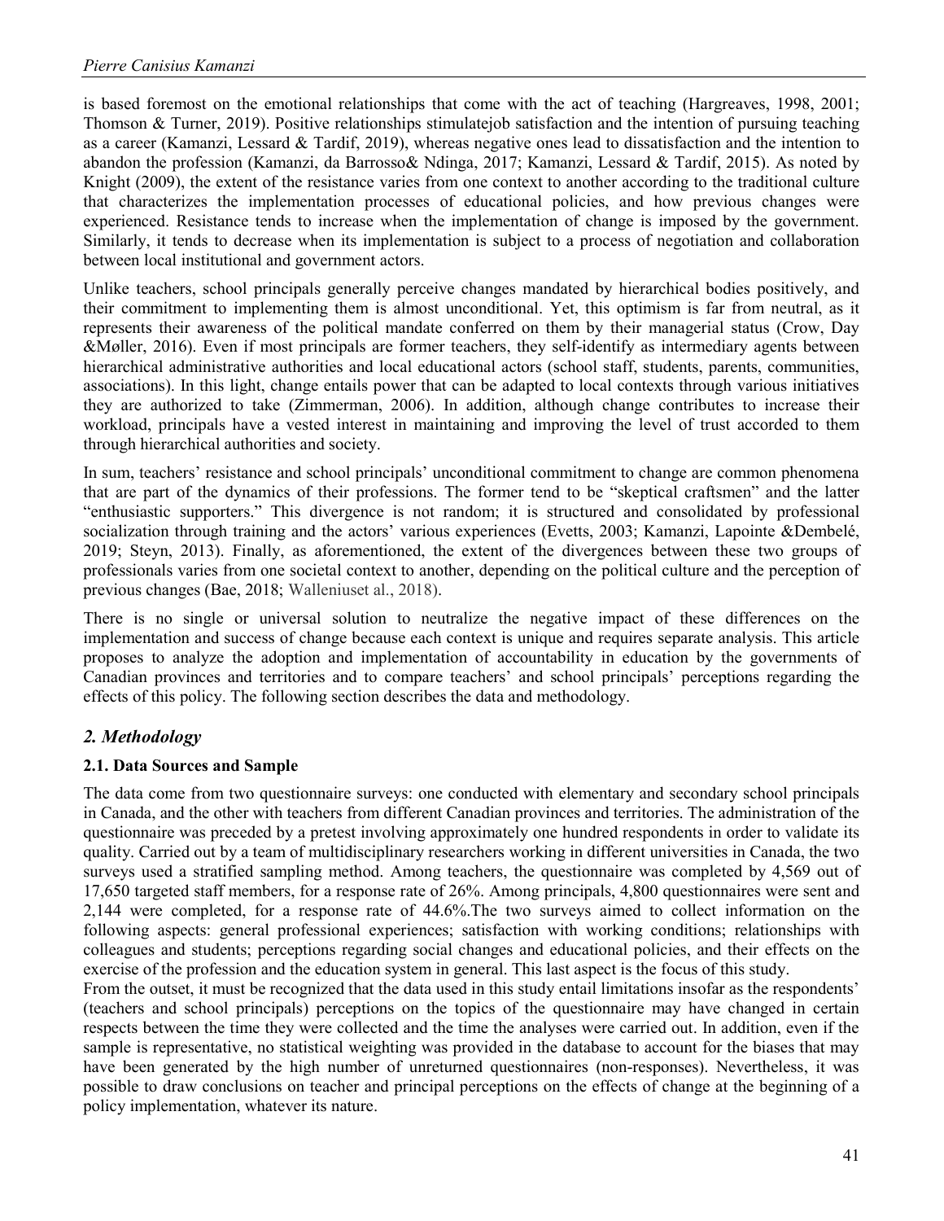is based foremost on the emotional relationships that come with the act of teaching (Hargreaves, 1998, 2001; Thomson & Turner, 2019). Positive relationships stimulatejob satisfaction and the intention of pursuing teaching as a career (Kamanzi, Lessard & Tardif, 2019), whereas negative ones lead to dissatisfaction and the intention to abandon the profession (Kamanzi, da Barrosso& Ndinga, 2017; Kamanzi, Lessard & Tardif, 2015). As noted by Knight (2009), the extent of the resistance varies from one context to another according to the traditional culture that characterizes the implementation processes of educational policies, and how previous changes were experienced. Resistance tends to increase when the implementation of change is imposed by the government. Similarly, it tends to decrease when its implementation is subject to a process of negotiation and collaboration between local institutional and government actors.

Unlike teachers, school principals generally perceive changes mandated by hierarchical bodies positively, and their commitment to implementing them is almost unconditional. Yet, this optimism is far from neutral, as it represents their awareness of the political mandate conferred on them by their managerial status (Crow, Day &Møller, 2016). Even if most principals are former teachers, they self-identify as intermediary agents between hierarchical administrative authorities and local educational actors (school staff, students, parents, communities, associations). In this light, change entails power that can be adapted to local contexts through various initiatives they are authorized to take (Zimmerman, 2006). In addition, although change contributes to increase their workload, principals have a vested interest in maintaining and improving the level of trust accorded to them through hierarchical authorities and society.

In sum, teachers' resistance and school principals' unconditional commitment to change are common phenomena that are part of the dynamics of their professions. The former tend to be "skeptical craftsmen" and the latter "enthusiastic supporters." This divergence is not random; it is structured and consolidated by professional socialization through training and the actors' various experiences (Evetts, 2003; Kamanzi, Lapointe &Dembelé, 2019; Steyn, 2013). Finally, as aforementioned, the extent of the divergences between these two groups of professionals varies from one societal context to another, depending on the political culture and the perception of previous changes (Bae, 2018; Walleniuset al., 2018).

There is no single or universal solution to neutralize the negative impact of these differences on the implementation and success of change because each context is unique and requires separate analysis. This article proposes to analyze the adoption and implementation of accountability in education by the governments of Canadian provinces and territories and to compare teachers' and school principals' perceptions regarding the effects of this policy. The following section describes the data and methodology.

## *2. Methodology*

### 2.1. Data Sources and Sample

The data come from two questionnaire surveys: one conducted with elementary and secondary school principals in Canada, and the other with teachers from different Canadian provinces and territories. The administration of the questionnaire was preceded by a pretest involving approximately one hundred respondents in order to validate its quality. Carried out by a team of multidisciplinary researchers working in different universities in Canada, the two surveys used a stratified sampling method. Among teachers, the questionnaire was completed by 4,569 out of 17,650 targeted staff members, for a response rate of 26%. Among principals, 4,800 questionnaires were sent and 2,144 were completed, for a response rate of 44.6%.The two surveys aimed to collect information on the following aspects: general professional experiences; satisfaction with working conditions; relationships with colleagues and students; perceptions regarding social changes and educational policies, and their effects on the exercise of the profession and the education system in general. This last aspect is the focus of this study.

From the outset, it must be recognized that the data used in this study entail limitations insofar as the respondents' (teachers and school principals) perceptions on the topics of the questionnaire may have changed in certain respects between the time they were collected and the time the analyses were carried out. In addition, even if the sample is representative, no statistical weighting was provided in the database to account for the biases that may have been generated by the high number of unreturned questionnaires (non-responses). Nevertheless, it was possible to draw conclusions on teacher and principal perceptions on the effects of change at the beginning of a policy implementation, whatever its nature.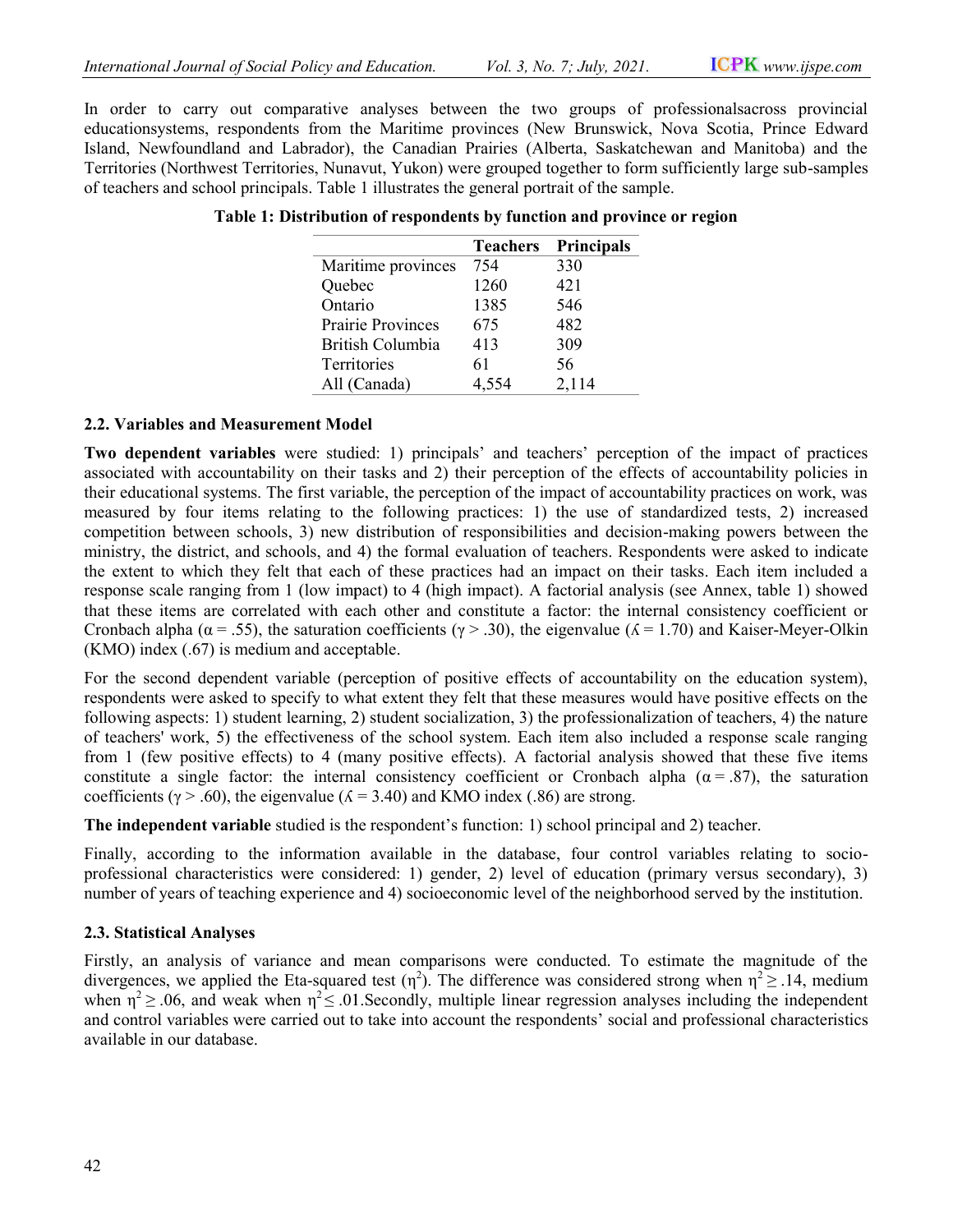In order to carry out comparative analyses between the two groups of professionalsacross provincial educationsystems, respondents from the Maritime provinces (New Brunswick, Nova Scotia, Prince Edward Island, Newfoundland and Labrador), the Canadian Prairies (Alberta, Saskatchewan and Manitoba) and the Territories (Northwest Territories, Nunavut, Yukon) were grouped together to form sufficiently large sub-samples of teachers and school principals. Table 1 illustrates the general portrait of the sample.

**Table 1: Distribution of respondents by function and province or region**

| | Teachers | Principals |
|---|---|---|
| Maritime provinces | 754 | 330 |
| Quebec | 1260 | 421 |
| Ontario | 1385 | 546 |
| Prairie Provinces | 675 | 482 |
| British Columbia | 413 | 309 |
| Territories | 61 | 56 |
| All (Canada) | 4,554 | 2,114 |

### 2.2. Variables and Measurement Model

**Two dependent variables** were studied: 1) principals' and teachers' perception of the impact of practices associated with accountability on their tasks and 2) their perception of the effects of accountability policies in their educational systems. The first variable, the perception of the impact of accountability practices on work, was measured by four items relating to the following practices: 1) the use of standardized tests, 2) increased competition between schools, 3) new distribution of responsibilities and decision-making powers between the ministry, the district, and schools, and 4) the formal evaluation of teachers. Respondents were asked to indicate the extent to which they felt that each of these practices had an impact on their tasks. Each item included a response scale ranging from 1 (low impact) to 4 (high impact). A factorial analysis (see Annex, table 1) showed that these items are correlated with each other and constitute a factor: the internal consistency coefficient or Cronbach alpha ($\alpha = .55$), the saturation coefficients ($\gamma > .30$), the eigenvalue ($\lambda = 1.70$) and Kaiser-Meyer-Olkin (KMO) index (.67) is medium and acceptable.

For the second dependent variable (perception of positive effects of accountability on the education system), respondents were asked to specify to what extent they felt that these measures would have positive effects on the following aspects: 1) student learning, 2) student socialization, 3) the professionalization of teachers, 4) the nature of teachers' work, 5) the effectiveness of the school system. Each item also included a response scale ranging from 1 (few positive effects) to 4 (many positive effects). A factorial analysis showed that these five items constitute a single factor: the internal consistency coefficient or Cronbach alpha ($\alpha = .87$), the saturation coefficients ($\gamma > .60$), the eigenvalue ($\lambda = 3.40$) and KMO index (.86) are strong.

**The independent variable** studied is the respondent's function: 1) school principal and 2) teacher.

Finally, according to the information available in the database, four control variables relating to socio-professional characteristics were considered: 1) gender, 2) level of education (primary versus secondary), 3) number of years of teaching experience and 4) socioeconomic level of the neighborhood served by the institution.

### 2.3. Statistical Analyses

Firstly, an analysis of variance and mean comparisons were conducted. To estimate the magnitude of the divergences, we applied the Eta-squared test ($\eta^2$). The difference was considered strong when $\eta^2 \geq .14$, medium when $\eta^2 \geq .06$, and weak when $\eta^2 \leq .01$.Secondly, multiple linear regression analyses including the independent and control variables were carried out to take into account the respondents' social and professional characteristics available in our database.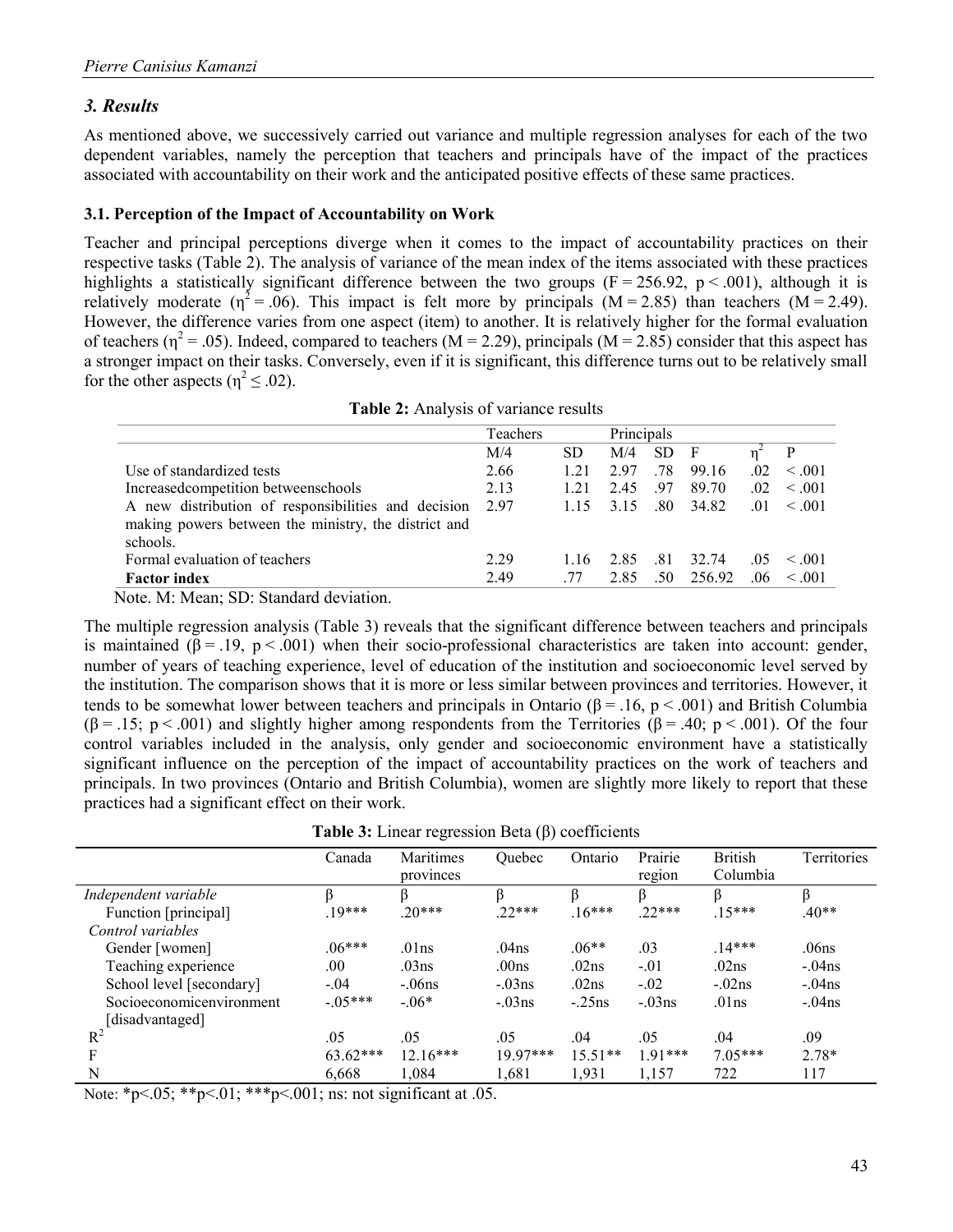## *3. Results*

As mentioned above, we successively carried out variance and multiple regression analyses for each of the two dependent variables, namely the perception that teachers and principals have of the impact of the practices associated with accountability on their work and the anticipated positive effects of these same practices.

### 3.1. Perception of the Impact of Accountability on Work

Teacher and principal perceptions diverge when it comes to the impact of accountability practices on their respective tasks (Table 2). The analysis of variance of the mean index of the items associated with these practices highlights a statistically significant difference between the two groups ($F = 256.92$, $p < .001$), although it is relatively moderate ($\eta^2 = .06$). This impact is felt more by principals ($M = 2.85$) than teachers ($M = 2.49$). However, the difference varies from one aspect (item) to another. It is relatively higher for the formal evaluation of teachers ($\eta^2 = .05$). Indeed, compared to teachers ($M = 2.29$), principals ($M = 2.85$) consider that this aspect has a stronger impact on their tasks. Conversely, even if it is significant, this difference turns out to be relatively small for the other aspects ($\eta^2 \leq .02$).

**Table 2:** Analysis of variance results

| | Teachers | | Principals | | | | |
|---|---|---|---|---|---|---|---|
| | M/4 | SD | M/4 | SD | F | $\eta^2$ | P |
| Use of standardized tests | 2.66 | 1.21 | 2.97 | .78 | 99.16 | .02 | < .001 |
| Increasedcompetition betweenschools | 2.13 | 1.21 | 2.45 | .97 | 89.70 | .02 | < .001 |
| A new distribution of responsibilities and decision making powers between the ministry, the district and schools. | 2.97 | 1.15 | 3.15 | .80 | 34.82 | .01 | < .001 |
| Formal evaluation of teachers | 2.29 | 1.16 | 2.85 | .81 | 32.74 | .05 | < .001 |
| **Factor index** | 2.49 | .77 | 2.85 | .50 | 256.92 | .06 | < .001 |

Note. M: Mean; SD: Standard deviation.

The multiple regression analysis (Table 3) reveals that the significant difference between teachers and principals is maintained ($\beta = .19$, $p < .001$) when their socio-professional characteristics are taken into account: gender, number of years of teaching experience, level of education of the institution and socioeconomic level served by the institution. The comparison shows that it is more or less similar between provinces and territories. However, it tends to be somewhat lower between teachers and principals in Ontario ($\beta = .16$, $p < .001$) and British Columbia ($\beta = .15$; $p < .001$) and slightly higher among respondents from the Territories ($\beta = .40$; $p < .001$). Of the four control variables included in the analysis, only gender and socioeconomic environment have a statistically significant influence on the perception of the impact of accountability practices on the work of teachers and principals. In two provinces (Ontario and British Columbia), women are slightly more likely to report that these practices had a significant effect on their work.

**Table 3:** Linear regression Beta (β) coefficients

| | Canada | Maritimes provinces | Quebec | Ontario | Prairie region | British Columbia | Territories |
|---|---|---|---|---|---|---|---|
| *Independent variable* | β | β | β | β | β | β | β |
| Function [principal] | .19*** | .20*** | .22*** | .16*** | .22*** | .15*** | .40** |
| *Control variables* | | | | | | | |
| Gender [women] | .06*** | .01ns | .04ns | .06** | .03 | .14*** | .06ns |
| Teaching experience | .00 | .03ns | .00ns | .02ns | -.01 | .02ns | -.04ns |
| School level [secondary] | -.04 | -.06ns | -.03ns | .02ns | -.02 | -.02ns | -.04ns |
| Socioeconomicenvironment [disadvantaged] | -.05*** | -.06* | -.03ns | -.25ns | -.03ns | .01ns | -.04ns |
| $R^2$ | .05 | .05 | .05 | .04 | .05 | .04 | .09 |
| F | 63.62*** | 12.16*** | 19.97*** | 15.51** | 1.91*** | 7.05*** | 2.78* |
| N | 6,668 | 1,084 | 1,681 | 1,931 | 1,157 | 722 | 117 |

Note: *p<.05; **p<.01; ***p<.001; ns: not significant at .05.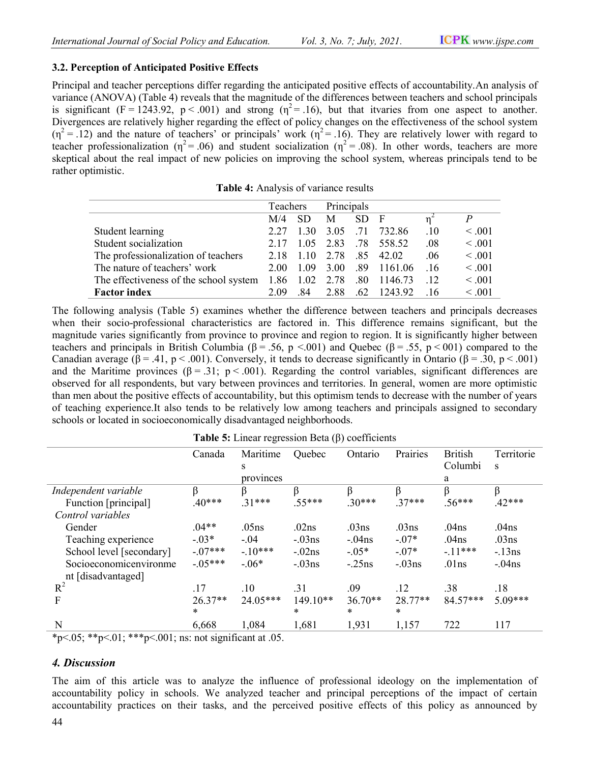### 3.2. Perception of Anticipated Positive Effects

Principal and teacher perceptions differ regarding the anticipated positive effects of accountability.An analysis of variance (ANOVA) (Table 4) reveals that the magnitude of the differences between teachers and school principals is significant ($F = 1243.92$, $p < .001$) and strong ($\eta^2 = .16$), but that itvaries from one aspect to another. Divergences are relatively higher regarding the effect of policy changes on the effectiveness of the school system ($\eta^2 = .12$) and the nature of teachers' or principals' work ($\eta^2 = .16$). They are relatively lower with regard to teacher professionalization ($\eta^2 = .06$) and student socialization ($\eta^2 = .08$). In other words, teachers are more skeptical about the real impact of new policies on improving the school system, whereas principals tend to be rather optimistic.

**Table 4:** Analysis of variance results

| | Teachers | | Principals | | | | |
|---|---|---|---|---|---|---|---|
| | M/4 | SD | M | SD | F | $\eta^2$ | *P* |
| Student learning | 2.27 | 1.30 | 3.05 | .71 | 732.86 | .10 | < .001 |
| Student socialization | 2.17 | 1.05 | 2.83 | .78 | 558.52 | .08 | < .001 |
| The professionalization of teachers | 2.18 | 1.10 | 2.78 | .85 | 42.02 | .06 | < .001 |
| The nature of teachers' work | 2.00 | 1.09 | 3.00 | .89 | 1161.06 | .16 | < .001 |
| The effectiveness of the school system | 1.86 | 1.02 | 2.78 | .80 | 1146.73 | .12 | < .001 |
| **Factor index** | 2.09 | .84 | 2.88 | .62 | 1243.92 | .16 | < .001 |

The following analysis (Table 5) examines whether the difference between teachers and principals decreases when their socio-professional characteristics are factored in. This difference remains significant, but the magnitude varies significantly from province to province and region to region. It is significantly higher between teachers and principals in British Columbia ($\beta = .56$, $p < .001$) and Quebec ($\beta = .55$, $p < 001$) compared to the Canadian average ($\beta = .41$, $p < .001$). Conversely, it tends to decrease significantly in Ontario ($\beta = .30$, $p < .001$) and the Maritime provinces ($\beta = .31$; $p < .001$). Regarding the control variables, significant differences are observed for all respondents, but vary between provinces and territories. In general, women are more optimistic than men about the positive effects of accountability, but this optimism tends to decrease with the number of years of teaching experience.It also tends to be relatively low among teachers and principals assigned to secondary schools or located in socioeconomically disadvantaged neighborhoods.

**Table 5:** Linear regression Beta (β) coefficients

| | Canada | Maritime provinces | Quebec | Ontario | Prairies | British Columbia | Territories |
|---|---|---|---|---|---|---|---|
| *Independent variable* | β | β | β | β | β | β | β |
| Function [principal] | .40*** | .31*** | .55*** | .30*** | .37*** | .56*** | .42*** |
| *Control variables* | | | | | | | |
| Gender | .04** | .05ns | .02ns | .03ns | .03ns | .04ns | .04ns |
| Teaching experience | -.03* | -.04 | -.03ns | -.04ns | -.07* | .04ns | .03ns |
| School level [secondary] | -.07*** | -.10*** | -.02ns | -.05* | -.07* | -.11*** | -.13ns |
| Socioeconomicenvironment [disadvantaged] | -.05*** | -.06* | -.03ns | -.25ns | -.03ns | .01ns | -.04ns |
| $R^2$ | .17 | .10 | .31 | .09 | .12 | .38 | .18 |
| F | 26.37*** | 24.05*** | 149.10*** | 36.70*** | 28.77*** | 84.57*** | 5.09*** |
| N | 6,668 | 1,084 | 1,681 | 1,931 | 1,157 | 722 | 117 |

*p<.05; **p<.01; ***p<.001; ns: not significant at .05.

## *4. Discussion*

The aim of this article was to analyze the influence of professional ideology on the implementation of accountability policy in schools. We analyzed teacher and principal perceptions of the impact of certain accountability practices on their tasks, and the perceived positive effects of this policy as announced by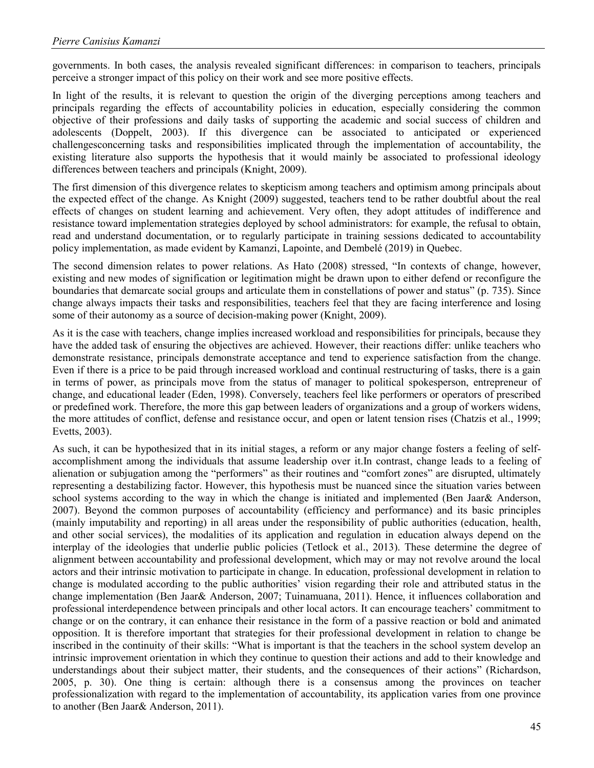governments. In both cases, the analysis revealed significant differences: in comparison to teachers, principals perceive a stronger impact of this policy on their work and see more positive effects.

In light of the results, it is relevant to question the origin of the diverging perceptions among teachers and principals regarding the effects of accountability policies in education, especially considering the common objective of their professions and daily tasks of supporting the academic and social success of children and adolescents (Doppelt, 2003). If this divergence can be associated to anticipated or experienced challengesconcerning tasks and responsibilities implicated through the implementation of accountability, the existing literature also supports the hypothesis that it would mainly be associated to professional ideology differences between teachers and principals (Knight, 2009).

The first dimension of this divergence relates to skepticism among teachers and optimism among principals about the expected effect of the change. As Knight (2009) suggested, teachers tend to be rather doubtful about the real effects of changes on student learning and achievement. Very often, they adopt attitudes of indifference and resistance toward implementation strategies deployed by school administrators: for example, the refusal to obtain, read and understand documentation, or to regularly participate in training sessions dedicated to accountability policy implementation, as made evident by Kamanzi, Lapointe, and Dembelé (2019) in Quebec.

The second dimension relates to power relations. As Hato (2008) stressed, "In contexts of change, however, existing and new modes of signification or legitimation might be drawn upon to either defend or reconfigure the boundaries that demarcate social groups and articulate them in constellations of power and status" (p. 735). Since change always impacts their tasks and responsibilities, teachers feel that they are facing interference and losing some of their autonomy as a source of decision-making power (Knight, 2009).

As it is the case with teachers, change implies increased workload and responsibilities for principals, because they have the added task of ensuring the objectives are achieved. However, their reactions differ: unlike teachers who demonstrate resistance, principals demonstrate acceptance and tend to experience satisfaction from the change. Even if there is a price to be paid through increased workload and continual restructuring of tasks, there is a gain in terms of power, as principals move from the status of manager to political spokesperson, entrepreneur of change, and educational leader (Eden, 1998). Conversely, teachers feel like performers or operators of prescribed or predefined work. Therefore, the more this gap between leaders of organizations and a group of workers widens, the more attitudes of conflict, defense and resistance occur, and open or latent tension rises (Chatzis et al., 1999; Evetts, 2003).

As such, it can be hypothesized that in its initial stages, a reform or any major change fosters a feeling of self-accomplishment among the individuals that assume leadership over it.In contrast, change leads to a feeling of alienation or subjugation among the "performers" as their routines and "comfort zones" are disrupted, ultimately representing a destabilizing factor. However, this hypothesis must be nuanced since the situation varies between school systems according to the way in which the change is initiated and implemented (Ben Jaar& Anderson, 2007). Beyond the common purposes of accountability (efficiency and performance) and its basic principles (mainly imputability and reporting) in all areas under the responsibility of public authorities (education, health, and other social services), the modalities of its application and regulation in education always depend on the interplay of the ideologies that underlie public policies (Tetlock et al., 2013). These determine the degree of alignment between accountability and professional development, which may or may not revolve around the local actors and their intrinsic motivation to participate in change. In education, professional development in relation to change is modulated according to the public authorities' vision regarding their role and attributed status in the change implementation (Ben Jaar& Anderson, 2007; Tuinamuana, 2011). Hence, it influences collaboration and professional interdependence between principals and other local actors. It can encourage teachers' commitment to change or on the contrary, it can enhance their resistance in the form of a passive reaction or bold and animated opposition. It is therefore important that strategies for their professional development in relation to change be inscribed in the continuity of their skills: "What is important is that the teachers in the school system develop an intrinsic improvement orientation in which they continue to question their actions and add to their knowledge and understandings about their subject matter, their students, and the consequences of their actions" (Richardson, 2005, p. 30). One thing is certain: although there is a consensus among the provinces on teacher professionalization with regard to the implementation of accountability, its application varies from one province to another (Ben Jaar& Anderson, 2011).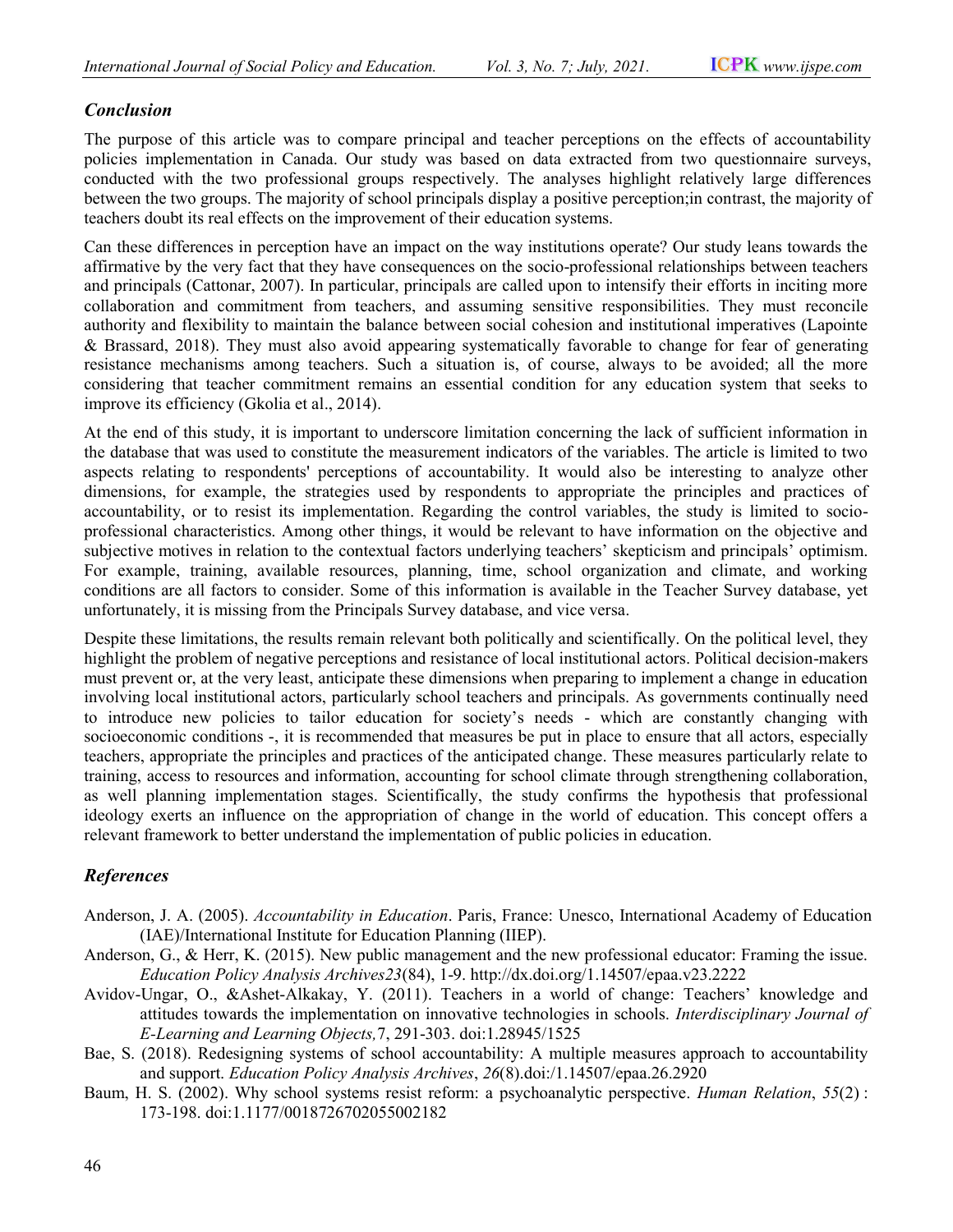## *Conclusion*

The purpose of this article was to compare principal and teacher perceptions on the effects of accountability policies implementation in Canada. Our study was based on data extracted from two questionnaire surveys, conducted with the two professional groups respectively. The analyses highlight relatively large differences between the two groups. The majority of school principals display a positive perception;in contrast, the majority of teachers doubt its real effects on the improvement of their education systems.

Can these differences in perception have an impact on the way institutions operate? Our study leans towards the affirmative by the very fact that they have consequences on the socio-professional relationships between teachers and principals (Cattonar, 2007). In particular, principals are called upon to intensify their efforts in inciting more collaboration and commitment from teachers, and assuming sensitive responsibilities. They must reconcile authority and flexibility to maintain the balance between social cohesion and institutional imperatives (Lapointe & Brassard, 2018). They must also avoid appearing systematically favorable to change for fear of generating resistance mechanisms among teachers. Such a situation is, of course, always to be avoided; all the more considering that teacher commitment remains an essential condition for any education system that seeks to improve its efficiency (Gkolia et al., 2014).

At the end of this study, it is important to underscore limitation concerning the lack of sufficient information in the database that was used to constitute the measurement indicators of the variables. The article is limited to two aspects relating to respondents' perceptions of accountability. It would also be interesting to analyze other dimensions, for example, the strategies used by respondents to appropriate the principles and practices of accountability, or to resist its implementation. Regarding the control variables, the study is limited to socio-professional characteristics. Among other things, it would be relevant to have information on the objective and subjective motives in relation to the contextual factors underlying teachers' skepticism and principals' optimism. For example, training, available resources, planning, time, school organization and climate, and working conditions are all factors to consider. Some of this information is available in the Teacher Survey database, yet unfortunately, it is missing from the Principals Survey database, and vice versa.

Despite these limitations, the results remain relevant both politically and scientifically. On the political level, they highlight the problem of negative perceptions and resistance of local institutional actors. Political decision-makers must prevent or, at the very least, anticipate these dimensions when preparing to implement a change in education involving local institutional actors, particularly school teachers and principals. As governments continually need to introduce new policies to tailor education for society's needs - which are constantly changing with socioeconomic conditions -, it is recommended that measures be put in place to ensure that all actors, especially teachers, appropriate the principles and practices of the anticipated change. These measures particularly relate to training, access to resources and information, accounting for school climate through strengthening collaboration, as well planning implementation stages. Scientifically, the study confirms the hypothesis that professional ideology exerts an influence on the appropriation of change in the world of education. This concept offers a relevant framework to better understand the implementation of public policies in education.

## *References*

Anderson, J. A. (2005). *Accountability in Education*. Paris, France: Unesco, International Academy of Education (IAE)/International Institute for Education Planning (IIEP).

Anderson, G., & Herr, K. (2015). New public management and the new professional educator: Framing the issue. *Education Policy Analysis Archives23*(84), 1-9. http://dx.doi.org/1.14507/epaa.v23.2222

Avidov-Ungar, O., &Ashet-Alkakay, Y. (2011). Teachers in a world of change: Teachers' knowledge and attitudes towards the implementation on innovative technologies in schools. *Interdisciplinary Journal of E-Learning and Learning Objects,*7, 291-303. doi:1.28945/1525

Bae, S. (2018). Redesigning systems of school accountability: A multiple measures approach to accountability and support. *Education Policy Analysis Archives*, *26*(8).doi:/1.14507/epaa.26.2920

Baum, H. S. (2002). Why school systems resist reform: a psychoanalytic perspective. *Human Relation*, *55*(2) : 173-198. doi:1.1177/0018726702055002182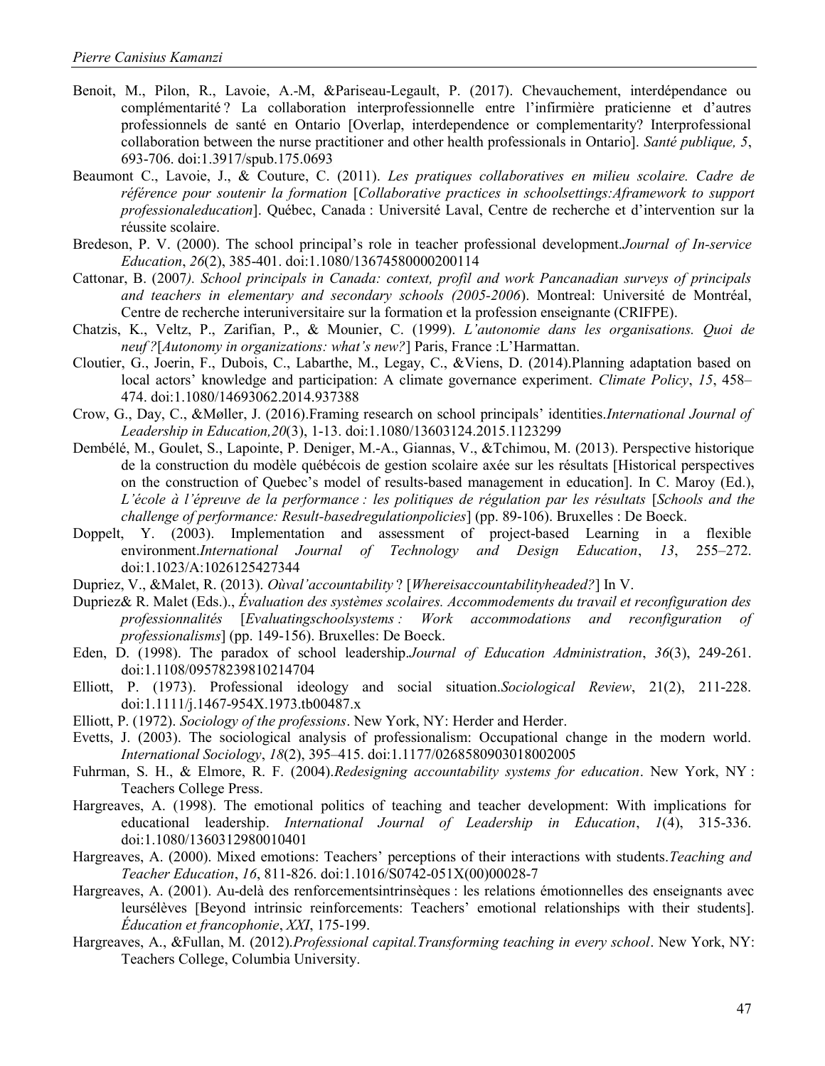Benoit, M., Pilon, R., Lavoie, A.-M, &Pariseau-Legault, P. (2017). Chevauchement, interdépendance ou complémentarité ? La collaboration interprofessionnelle entre l'infirmière praticienne et d'autres professionnels de santé en Ontario [Overlap, interdependence or complementarity? Interprofessional collaboration between the nurse practitioner and other health professionals in Ontario]. *Santé publique, 5*, 693-706. doi:1.3917/spub.175.0693

Beaumont C., Lavoie, J., & Couture, C. (2011). *Les pratiques collaboratives en milieu scolaire. Cadre de référence pour soutenir la formation* [*Collaborative practices in schoolsettings:Aframework to support professionaleducation*]. Québec, Canada : Université Laval, Centre de recherche et d'intervention sur la réussite scolaire.

Bredeson, P. V. (2000). The school principal's role in teacher professional development.*Journal of In-service Education*, *26*(2), 385-401. doi:1.1080/13674580000200114

Cattonar, B. (2007*). School principals in Canada: context, profil and work Pancanadian surveys of principals and teachers in elementary and secondary schools (2005-2006*). Montreal: Université de Montréal, Centre de recherche interuniversitaire sur la formation et la profession enseignante (CRIFPE).

Chatzis, K., Veltz, P., Zarifian, P., & Mounier, C. (1999). *L'autonomie dans les organisations. Quoi de neuf ?*[*Autonomy in organizations: what's new?*] Paris, France :L'Harmattan.

Cloutier, G., Joerin, F., Dubois, C., Labarthe, M., Legay, C., &Viens, D. (2014).Planning adaptation based on local actors' knowledge and participation: A climate governance experiment. *Climate Policy*, *15*, 458–474. doi:1.1080/14693062.2014.937388

Crow, G., Day, C., &Møller, J. (2016).Framing research on school principals' identities.*International Journal of Leadership in Education,20*(3), 1-13. doi:1.1080/13603124.2015.1123299

Dembélé, M., Goulet, S., Lapointe, P. Deniger, M.-A., Giannas, V., &Tchimou, M. (2013). Perspective historique de la construction du modèle québécois de gestion scolaire axée sur les résultats [Historical perspectives on the construction of Quebec's model of results-based management in education]. In C. Maroy (Ed.), *L'école à l'épreuve de la performance : les politiques de régulation par les résultats* [*Schools and the challenge of performance: Result-basedregulationpolicies*] (pp. 89-106). Bruxelles : De Boeck.

Doppelt, Y. (2003). Implementation and assessment of project-based Learning in a flexible environment.*International Journal of Technology and Design Education*, *13*, 255–272. doi:1.1023/A:1026125427344

Dupriez, V., &Malet, R. (2013). *Oùval'accountability* ? [*Whereisaccountabilityheaded?*] In V. Dupriez& R. Malet (Eds.)., *Évaluation des systèmes scolaires. Accommodements du travail et reconfiguration des professionnalités* [*Evaluatingschoolsystems : Work accommodations and reconfiguration of professionalisms*] (pp. 149-156). Bruxelles: De Boeck.

Eden, D. (1998). The paradox of school leadership.*Journal of Education Administration*, *36*(3), 249-261. doi:1.1108/09578239810214704

Elliott, P. (1973). Professional ideology and social situation.*Sociological Review*, 21(2), 211-228. doi:1.1111/j.1467-954X.1973.tb00487.x

Elliott, P. (1972). *Sociology of the professions*. New York, NY: Herder and Herder.

Evetts, J. (2003). The sociological analysis of professionalism: Occupational change in the modern world. *International Sociology*, *18*(2), 395–415. doi:1.1177/0268580903018002005

Fuhrman, S. H., & Elmore, R. F. (2004).*Redesigning accountability systems for education*. New York, NY : Teachers College Press.

Hargreaves, A. (1998). The emotional politics of teaching and teacher development: With implications for educational leadership. *International Journal of Leadership in Education*, *1*(4), 315-336. doi:1.1080/1360312980010401

Hargreaves, A. (2000). Mixed emotions: Teachers' perceptions of their interactions with students.*Teaching and Teacher Education*, *16*, 811-826. doi:1.1016/S0742-051X(00)00028-7

Hargreaves, A. (2001). Au-delà des renforcementsintrinsèques : les relations émotionnelles des enseignants avec leursélèves [Beyond intrinsic reinforcements: Teachers' emotional relationships with their students]. *Éducation et francophonie*, *XXI*, 175-199.

Hargreaves, A., &Fullan, M. (2012).*Professional capital.Transforming teaching in every school*. New York, NY: Teachers College, Columbia University.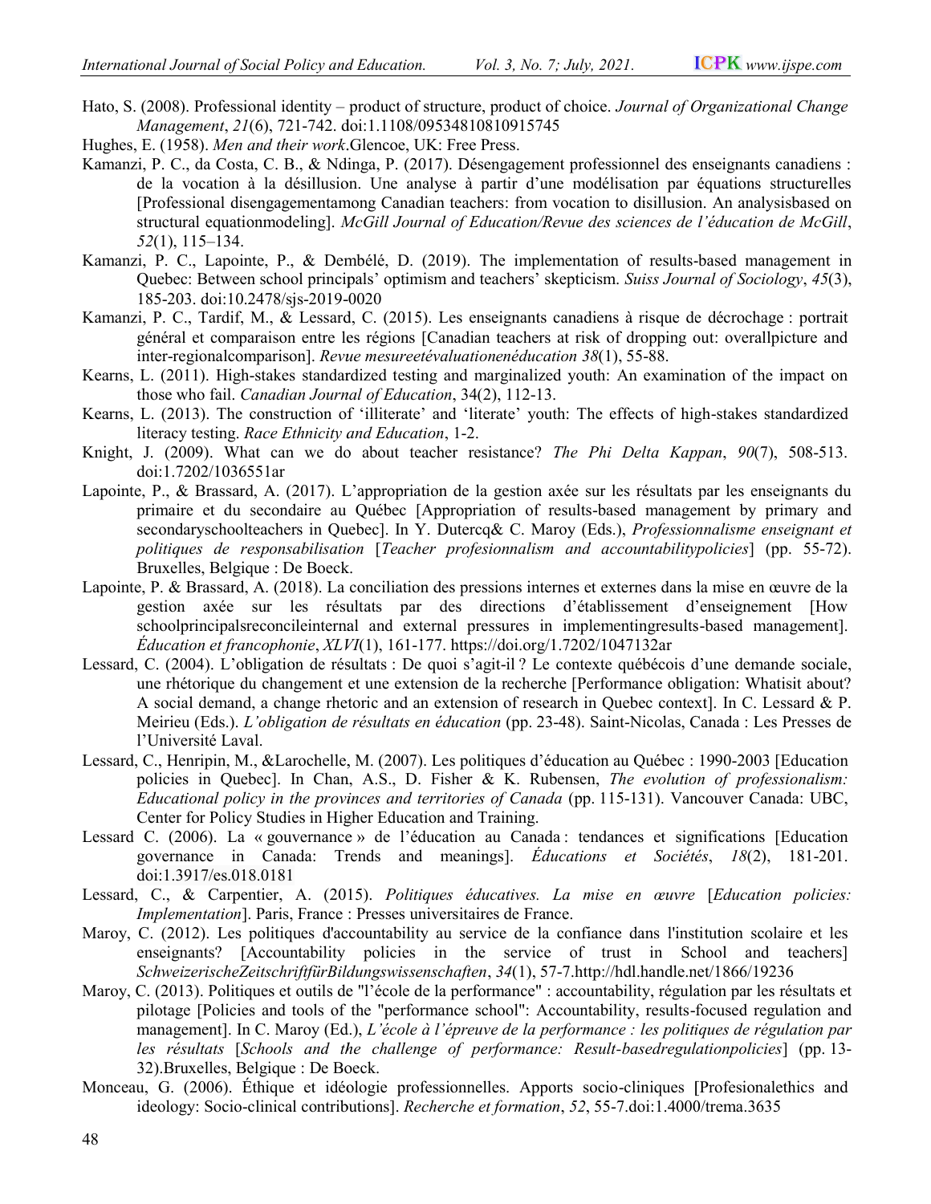Hato, S. (2008). Professional identity – product of structure, product of choice. *Journal of Organizational Change Management*, *21*(6), 721-742. doi:1.1108/09534810810915745

Hughes, E. (1958). *Men and their work*.Glencoe, UK: Free Press.

Kamanzi, P. C., da Costa, C. B., & Ndinga, P. (2017). Désengagement professionnel des enseignants canadiens : de la vocation à la désillusion. Une analyse à partir d'une modélisation par équations structurelles [Professional disengagementamong Canadian teachers: from vocation to disillusion. An analysisbased on structural equationmodeling]. *McGill Journal of Education/Revue des sciences de l'éducation de McGill*, *52*(1), 115–134.

Kamanzi, P. C., Lapointe, P., & Dembélé, D. (2019). The implementation of results-based management in Quebec: Between school principals' optimism and teachers' skepticism. *Suiss Journal of Sociology*, *45*(3), 185-203. doi:10.2478/sjs-2019-0020

Kamanzi, P. C., Tardif, M., & Lessard, C. (2015). Les enseignants canadiens à risque de décrochage : portrait général et comparaison entre les régions [Canadian teachers at risk of dropping out: overallpicture and inter-regionalcomparison]. *Revue mesureetévaluationenéducation 38*(1), 55-88.

Kearns, L. (2011). High-stakes standardized testing and marginalized youth: An examination of the impact on those who fail. *Canadian Journal of Education*, 34(2), 112-13.

Kearns, L. (2013). The construction of 'illiterate' and 'literate' youth: The effects of high-stakes standardized literacy testing. *Race Ethnicity and Education*, 1-2.

Knight, J. (2009). What can we do about teacher resistance? *The Phi Delta Kappan*, *90*(7), 508-513. doi:1.7202/1036551ar

Lapointe, P., & Brassard, A. (2017). L'appropriation de la gestion axée sur les résultats par les enseignants du primaire et du secondaire au Québec [Appropriation of results-based management by primary and secondaryschoolteachers in Quebec]. In Y. Dutercq& C. Maroy (Eds.), *Professionnalisme enseignant et politiques de responsabilisation* [*Teacher profesionnalism and accountabilitypolicies*] (pp. 55-72). Bruxelles, Belgique : De Boeck.

Lapointe, P. & Brassard, A. (2018). La conciliation des pressions internes et externes dans la mise en œuvre de la gestion axée sur les résultats par des directions d'établissement d'enseignement [How schoolprincipalsreconcileinternal and external pressures in implementingresults-based management]. *Éducation et francophonie*, *XLVI*(1), 161-177. https://doi.org/1.7202/1047132ar

Lessard, C. (2004). L'obligation de résultats : De quoi s'agit-il ? Le contexte québécois d'une demande sociale, une rhétorique du changement et une extension de la recherche [Performance obligation: Whatisit about? A social demand, a change rhetoric and an extension of research in Quebec context]. In C. Lessard & P. Meirieu (Eds.). *L'obligation de résultats en éducation* (pp. 23-48). Saint-Nicolas, Canada : Les Presses de l'Université Laval.

Lessard, C., Henripin, M., &Larochelle, M. (2007). Les politiques d'éducation au Québec : 1990-2003 [Education policies in Quebec]. In Chan, A.S., D. Fisher & K. Rubensen, *The evolution of professionalism: Educational policy in the provinces and territories of Canada* (pp. 115-131). Vancouver Canada: UBC, Center for Policy Studies in Higher Education and Training.

Lessard C. (2006). La « gouvernance » de l'éducation au Canada : tendances et significations [Education governance in Canada: Trends and meanings]. *Éducations et Sociétés*, *18*(2), 181-201. doi:1.3917/es.018.0181

Lessard, C., & Carpentier, A. (2015). *Politiques éducatives. La mise en œuvre* [*Education policies: Implementation*]. Paris, France : Presses universitaires de France.

Maroy, C. (2012). Les politiques d'accountability au service de la confiance dans l'institution scolaire et les enseignants? [Accountability policies in the service of trust in School and teachers] *SchweizerischeZeitschriftfürBildungswissenschaften*, *34*(1), 57-7.http://hdl.handle.net/1866/19236

Maroy, C. (2013). Politiques et outils de "l'école de la performance" : accountability, régulation par les résultats et pilotage [Policies and tools of the "performance school": Accountability, results-focused regulation and management]. In C. Maroy (Ed.), *L'école à l'épreuve de la performance : les politiques de régulation par les résultats* [*Schools and the challenge of performance: Result-basedregulationpolicies*] (pp. 13-32).Bruxelles, Belgique : De Boeck.

Monceau, G. (2006). Éthique et idéologie professionnelles. Apports socio-cliniques [Profesionalethics and ideology: Socio-clinical contributions]. *Recherche et formation*, *52*, 55-7.doi:1.4000/trema.3635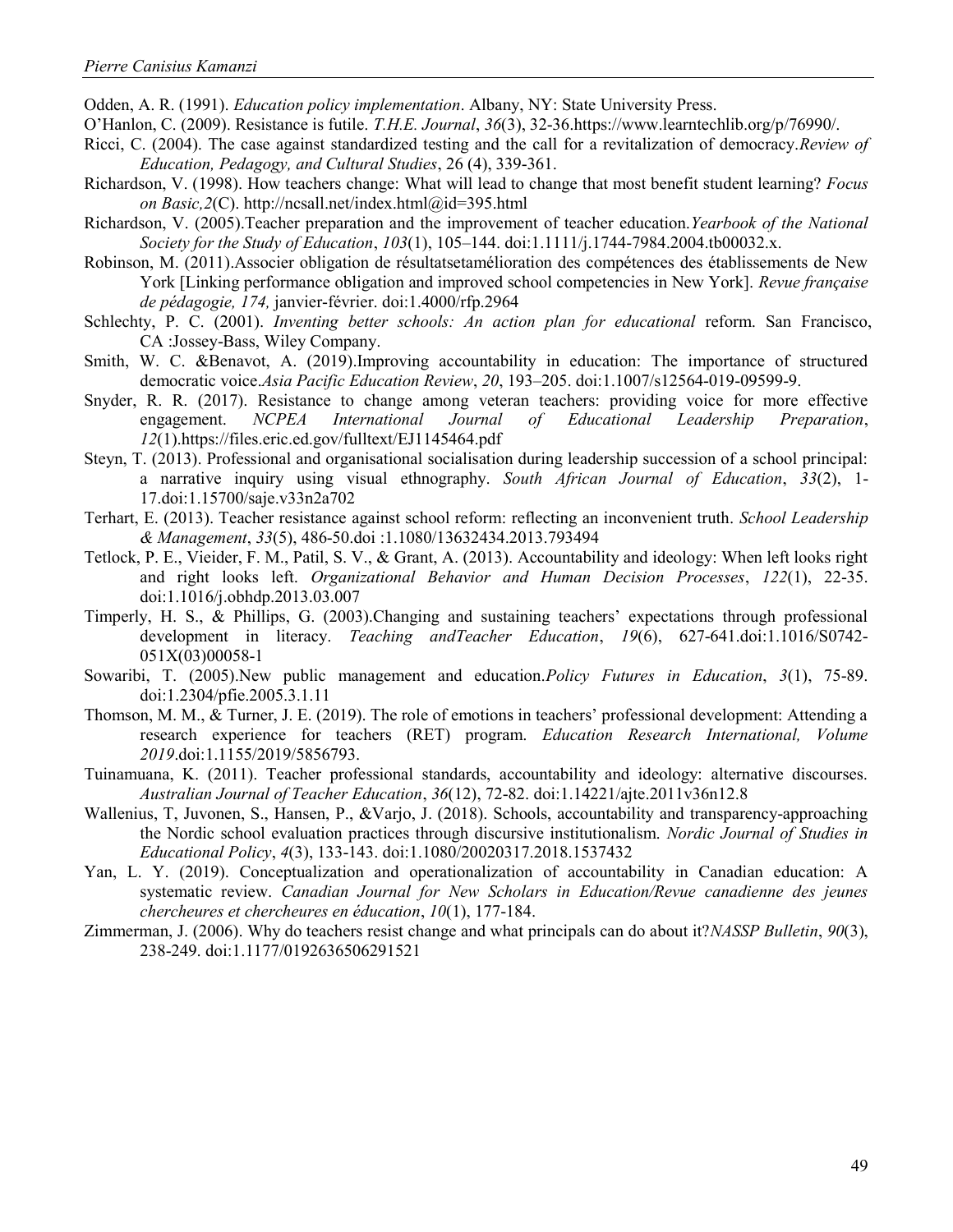Odden, A. R. (1991). *Education policy implementation*. Albany, NY: State University Press.

O'Hanlon, C. (2009). Resistance is futile. *T.H.E. Journal*, *36*(3), 32-36.https://www.learntechlib.org/p/76990/.

Ricci, C. (2004). The case against standardized testing and the call for a revitalization of democracy.*Review of Education, Pedagogy, and Cultural Studies*, 26 (4), 339-361.

Richardson, V. (1998). How teachers change: What will lead to change that most benefit student learning? *Focus on Basic,2*(C). http://ncsall.net/index.html@id=395.html

Richardson, V. (2005).Teacher preparation and the improvement of teacher education.*Yearbook of the National Society for the Study of Education*, *103*(1), 105–144. doi:1.1111/j.1744-7984.2004.tb00032.x.

Robinson, M. (2011).Associer obligation de résultatsetamélioration des compétences des établissements de New York [Linking performance obligation and improved school competencies in New York]. *Revue française de pédagogie, 174,* janvier-février. doi:1.4000/rfp.2964

Schlechty, P. C. (2001). *Inventing better schools: An action plan for educational* reform. San Francisco, CA :Jossey-Bass, Wiley Company.

Smith, W. C. &Benavot, A. (2019).Improving accountability in education: The importance of structured democratic voice.*Asia Pacific Education Review*, *20*, 193–205. doi:1.1007/s12564-019-09599-9.

Snyder, R. R. (2017). Resistance to change among veteran teachers: providing voice for more effective engagement. *NCPEA International Journal of Educational Leadership Preparation*, *12*(1).https://files.eric.ed.gov/fulltext/EJ1145464.pdf

Steyn, T. (2013). Professional and organisational socialisation during leadership succession of a school principal: a narrative inquiry using visual ethnography. *South African Journal of Education*, *33*(2), 1-17.doi:1.15700/saje.v33n2a702

Terhart, E. (2013). Teacher resistance against school reform: reflecting an inconvenient truth. *School Leadership & Management*, *33*(5), 486-50.doi :1.1080/13632434.2013.793494

Tetlock, P. E., Vieider, F. M., Patil, S. V., & Grant, A. (2013). Accountability and ideology: When left looks right and right looks left. *Organizational Behavior and Human Decision Processes*, *122*(1), 22-35. doi:1.1016/j.obhdp.2013.03.007

Timperly, H. S., & Phillips, G. (2003).Changing and sustaining teachers' expectations through professional development in literacy. *Teaching andTeacher Education*, *19*(6), 627-641.doi:1.1016/S0742-051X(03)00058-1

Sowaribi, T. (2005).New public management and education.*Policy Futures in Education*, *3*(1), 75-89. doi:1.2304/pfie.2005.3.1.11

Thomson, M. M., & Turner, J. E. (2019). The role of emotions in teachers' professional development: Attending a research experience for teachers (RET) program. *Education Research International, Volume 2019*.doi:1.1155/2019/5856793.

Tuinamuana, K. (2011). Teacher professional standards, accountability and ideology: alternative discourses. *Australian Journal of Teacher Education*, *36*(12), 72-82. doi:1.14221/ajte.2011v36n12.8

Wallenius, T, Juvonen, S., Hansen, P., &Varjo, J. (2018). Schools, accountability and transparency-approaching the Nordic school evaluation practices through discursive institutionalism. *Nordic Journal of Studies in Educational Policy*, *4*(3), 133-143. doi:1.1080/20020317.2018.1537432

Yan, L. Y. (2019). Conceptualization and operationalization of accountability in Canadian education: A systematic review. *Canadian Journal for New Scholars in Education/Revue canadienne des jeunes chercheures et chercheures en éducation*, *10*(1), 177-184.

Zimmerman, J. (2006). Why do teachers resist change and what principals can do about it?*NASSP Bulletin*, *90*(3), 238-249. doi:1.1177/0192636506291521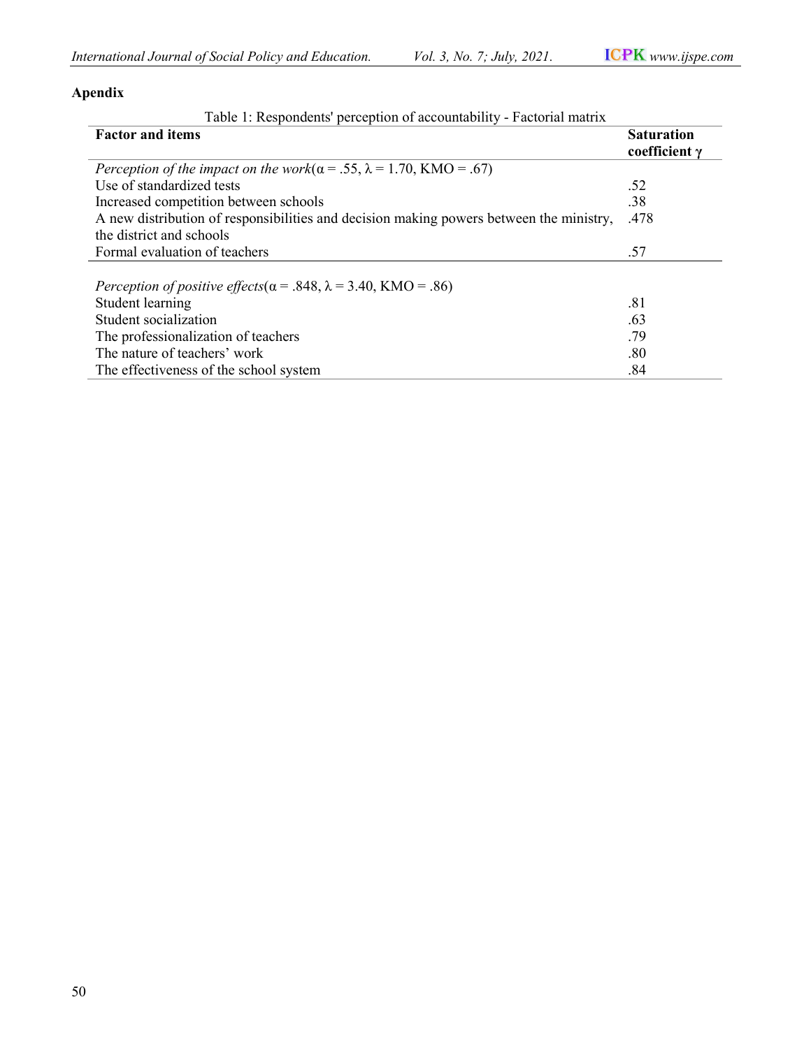## Apendix

Table 1: Respondents' perception of accountability - Factorial matrix

| Factor and items | Saturation coefficient $\gamma$ |
|---|---|
| *Perception of the impact on the work*($\alpha$ = .55, $\lambda$ = 1.70, KMO = .67) | |
| Use of standardized tests | .52 |
| Increased competition between schools | .38 |
| A new distribution of responsibilities and decision making powers between the ministry, the district and schools | .478 |
| Formal evaluation of teachers | .57 |
| *Perception of positive effects*($\alpha$ = .848, $\lambda$ = 3.40, KMO = .86) | |
| Student learning | .81 |
| Student socialization | .63 |
| The professionalization of teachers | .79 |
| The nature of teachers' work | .80 |
| The effectiveness of the school system | .84 |